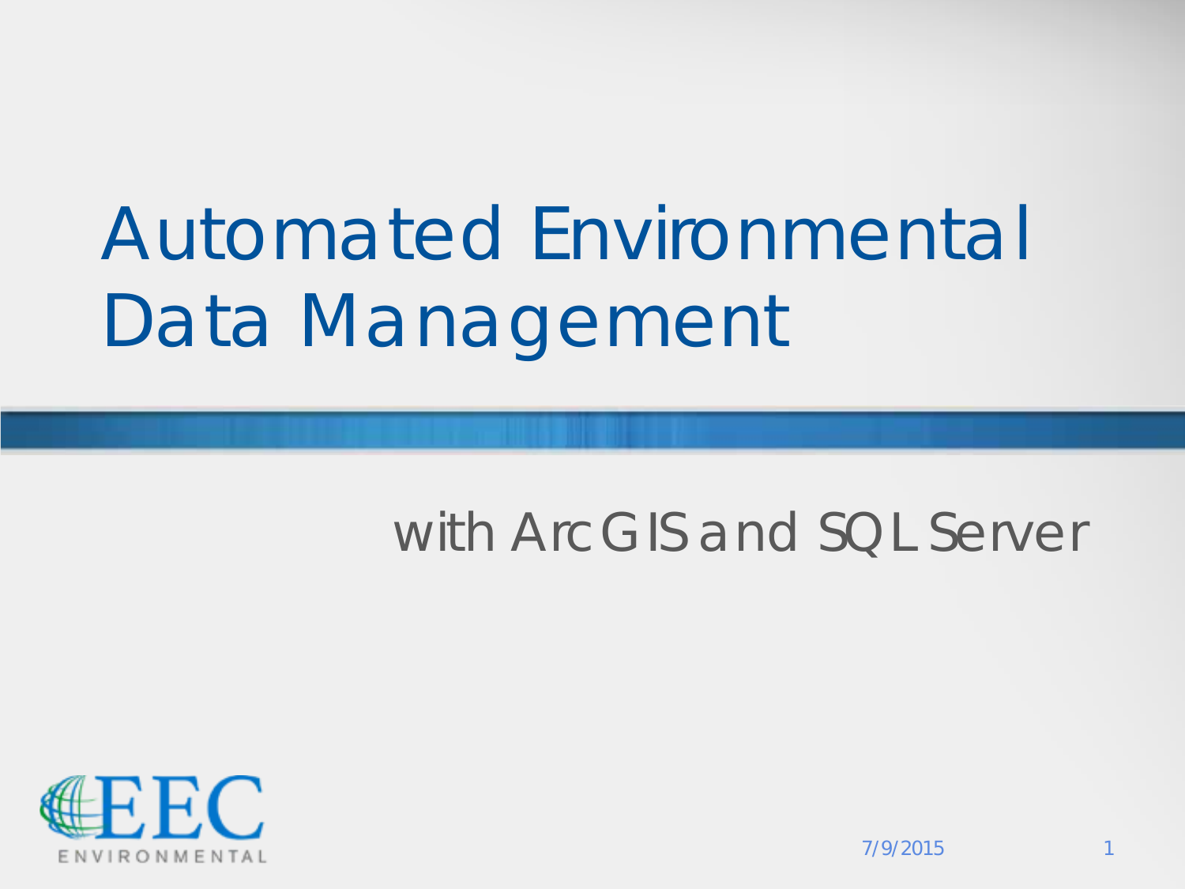# Automated Environmental Data Management

## with ArcGIS and SQL Server

EEC ENVIRONMENTAL

7/9/2015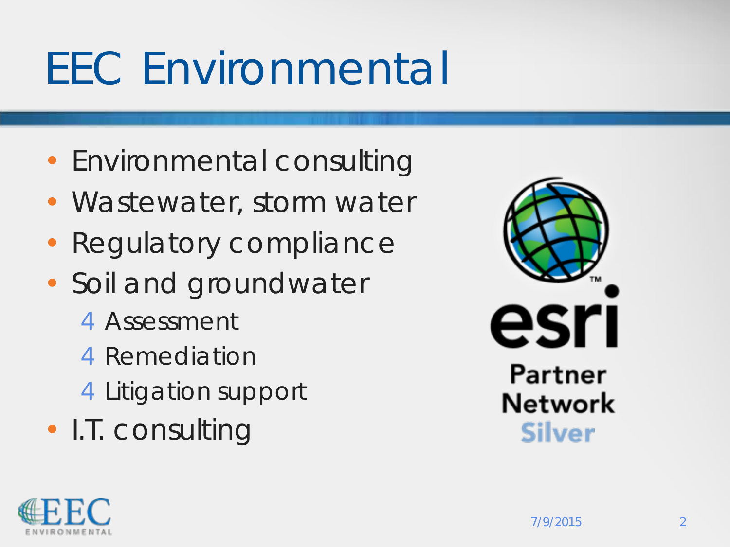# EEC Environmental

- Environmental consulting
- Wastewater, storm water
- Regulatory compliance
- Soil and groundwater
  - Assessment
  - Remediation
  - Litigation support
- I.T. consulting

esri Partner Network Silver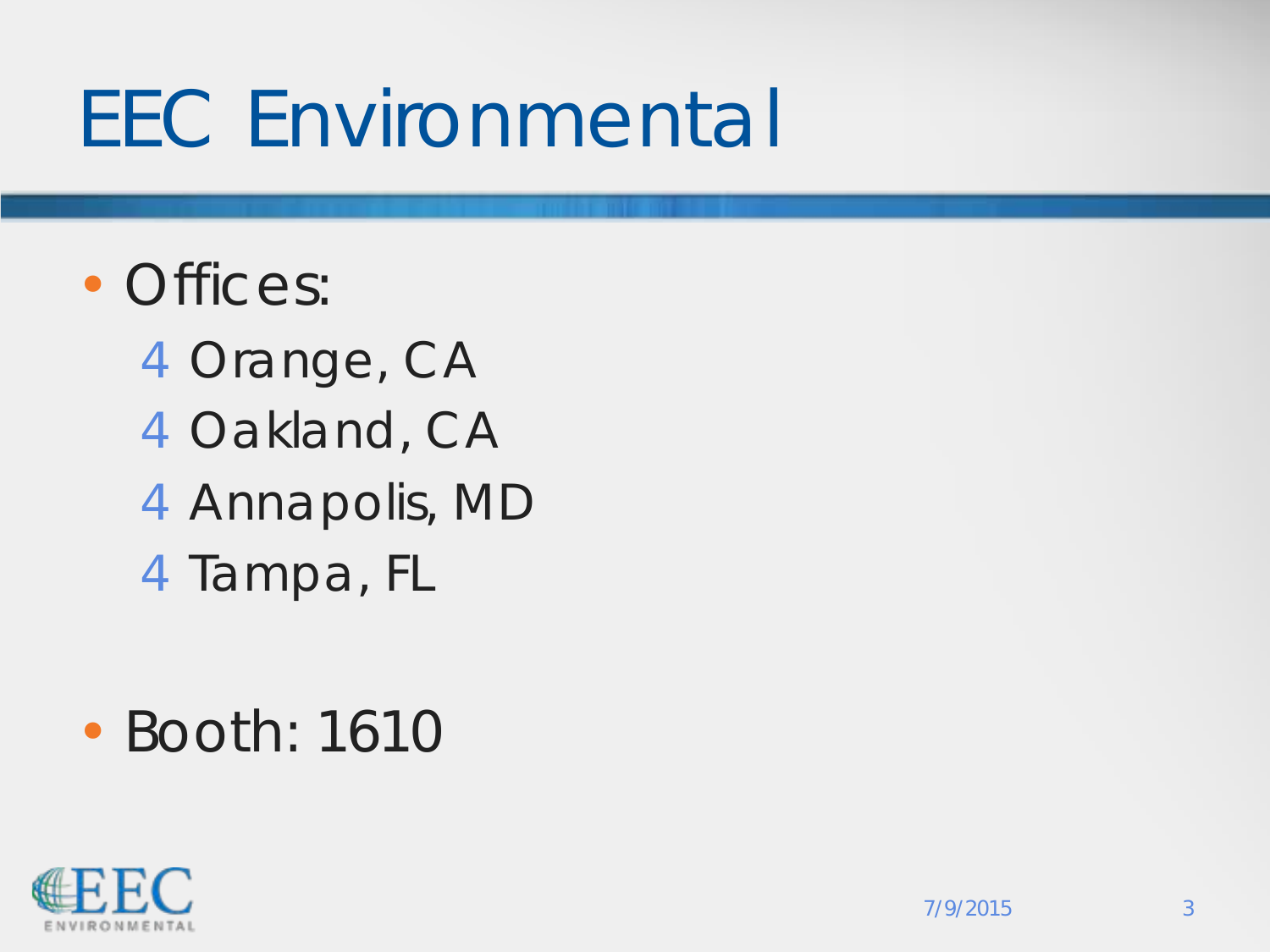# EEC Environmental

- Offices:
  - Orange, CA
  - Oakland, CA
  - Annapolis, MD
  - Tampa, FL

- Booth: 1610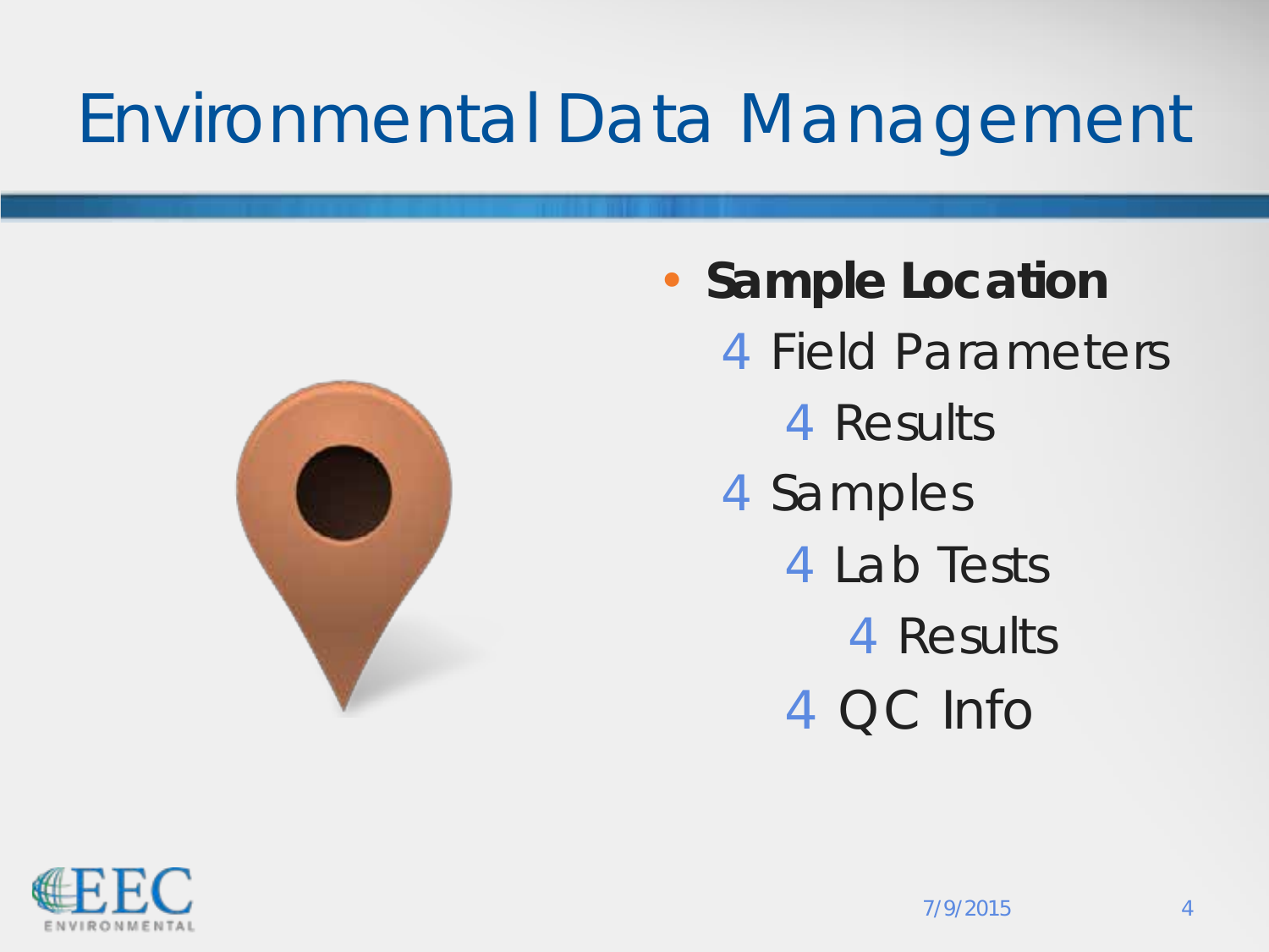# Environmental Data Management

- **Sample Location**
  - Field Parameters
    - Results
  - Samples
    - Lab Tests
      - Results
    - QC Info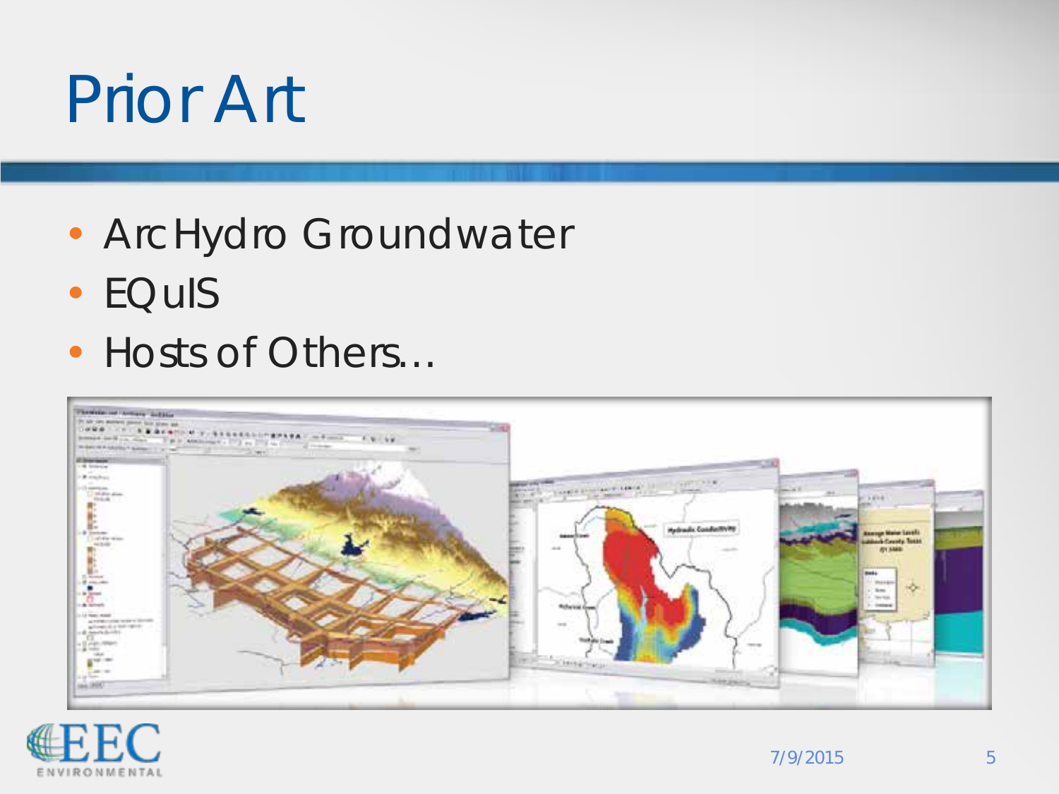# Prior Art

- ArcHydro Groundwater
- EQuIS
- Hosts of Others…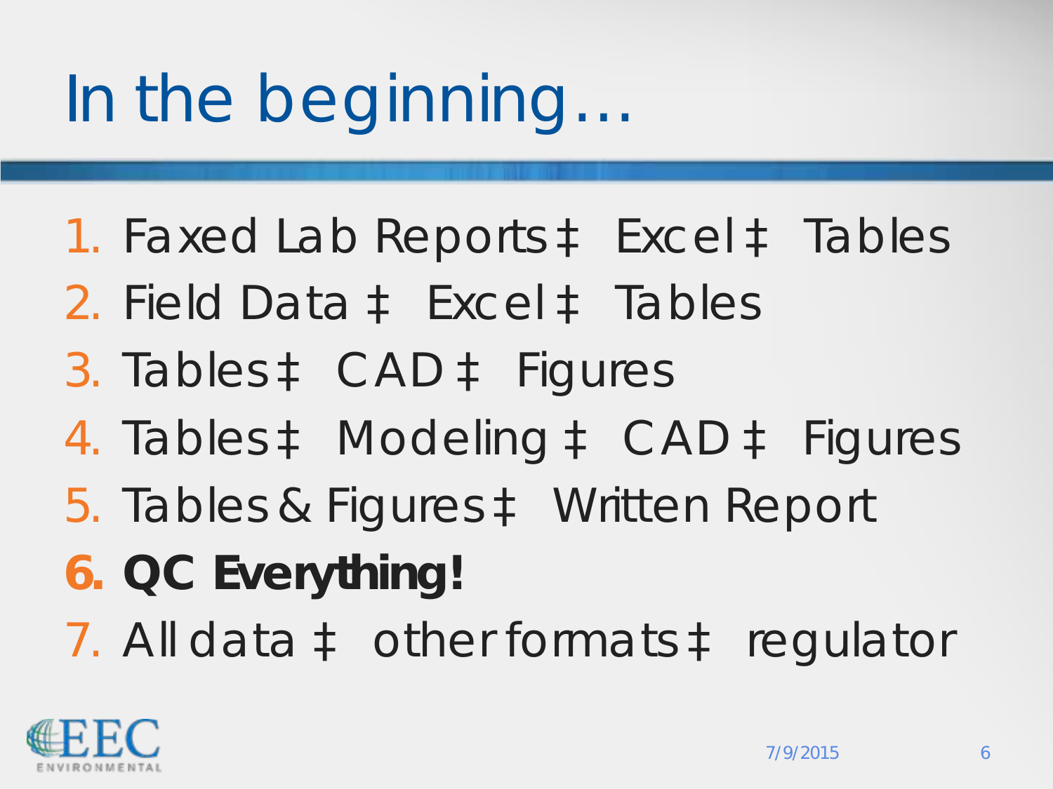# In the beginning…

1. Faxed Lab Reports ‡ Excel ‡ Tables
2. Field Data ‡ Excel ‡ Tables
3. Tables ‡ CAD ‡ Figures
4. Tables ‡ Modeling ‡ CAD ‡ Figures
5. Tables & Figures ‡ Written Report
6. **QC Everything!**
7. All data ‡ other formats ‡ regulator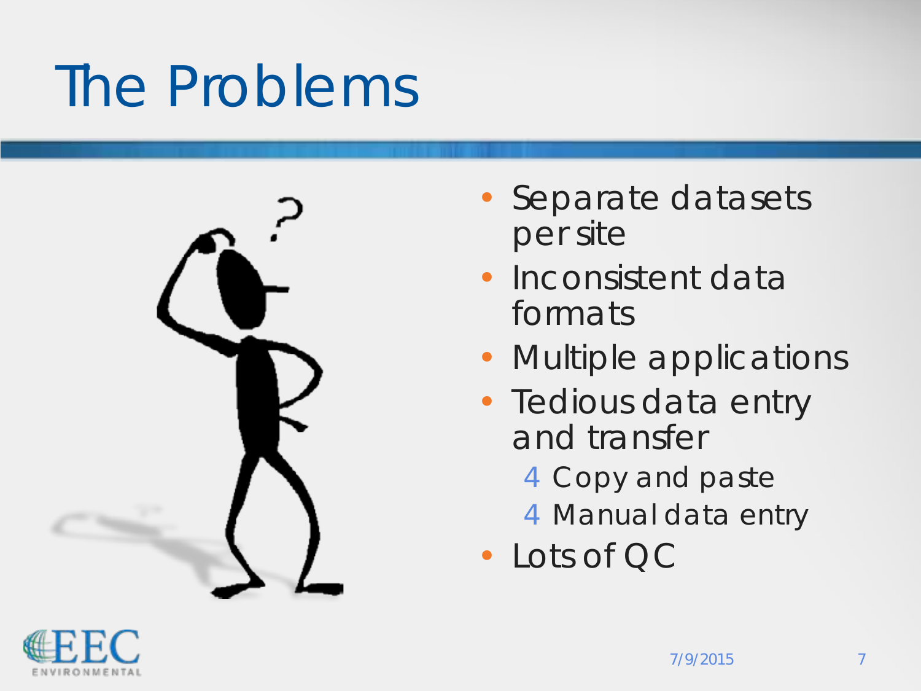# The Problems

- Separate datasets per site
- Inconsistent data formats
- Multiple applications
- Tedious data entry and transfer
  - Copy and paste
  - Manual data entry
- Lots of QC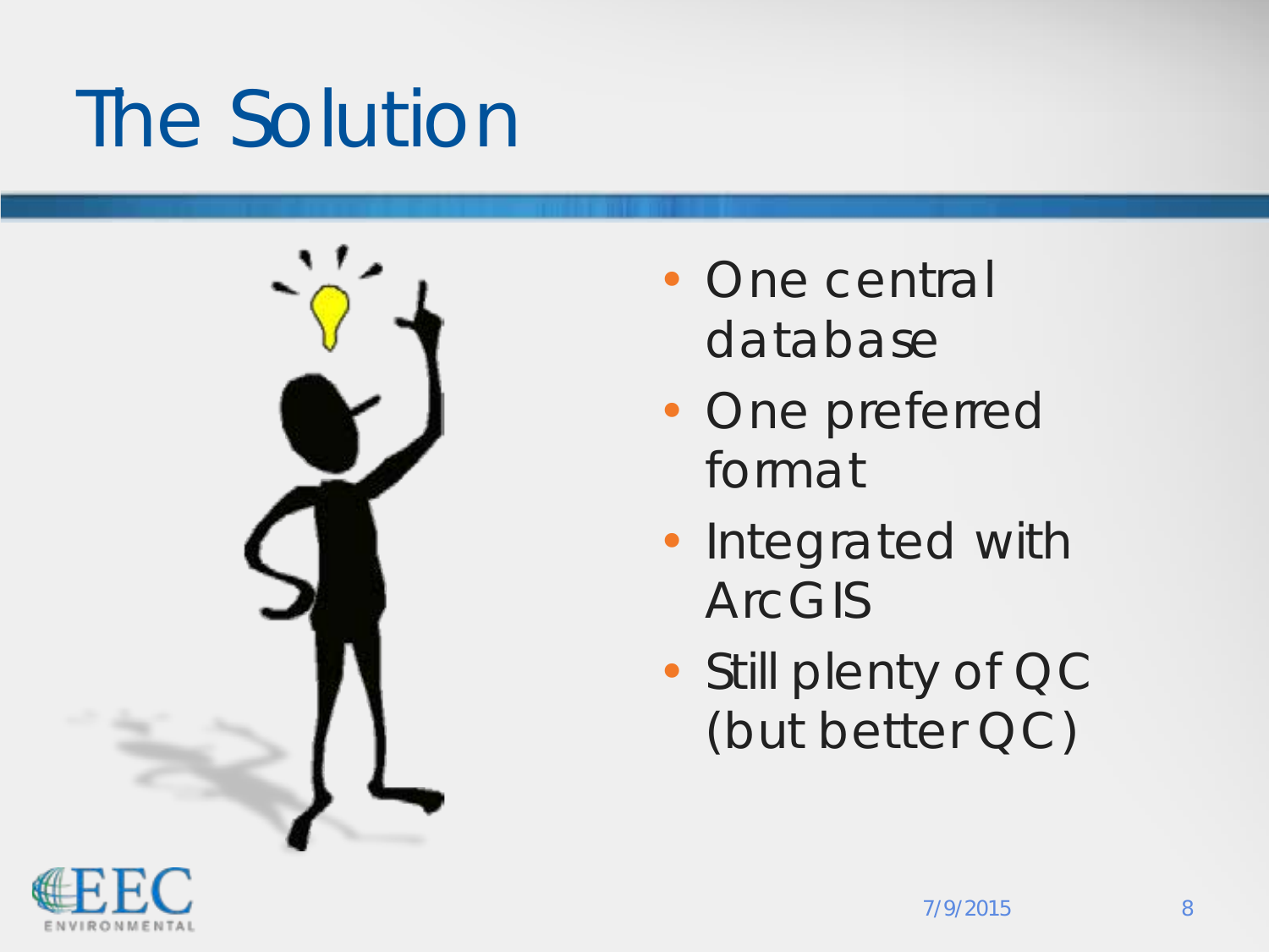# The Solution

- One central database
- One preferred format
- Integrated with ArcGIS
- Still plenty of QC (but better QC)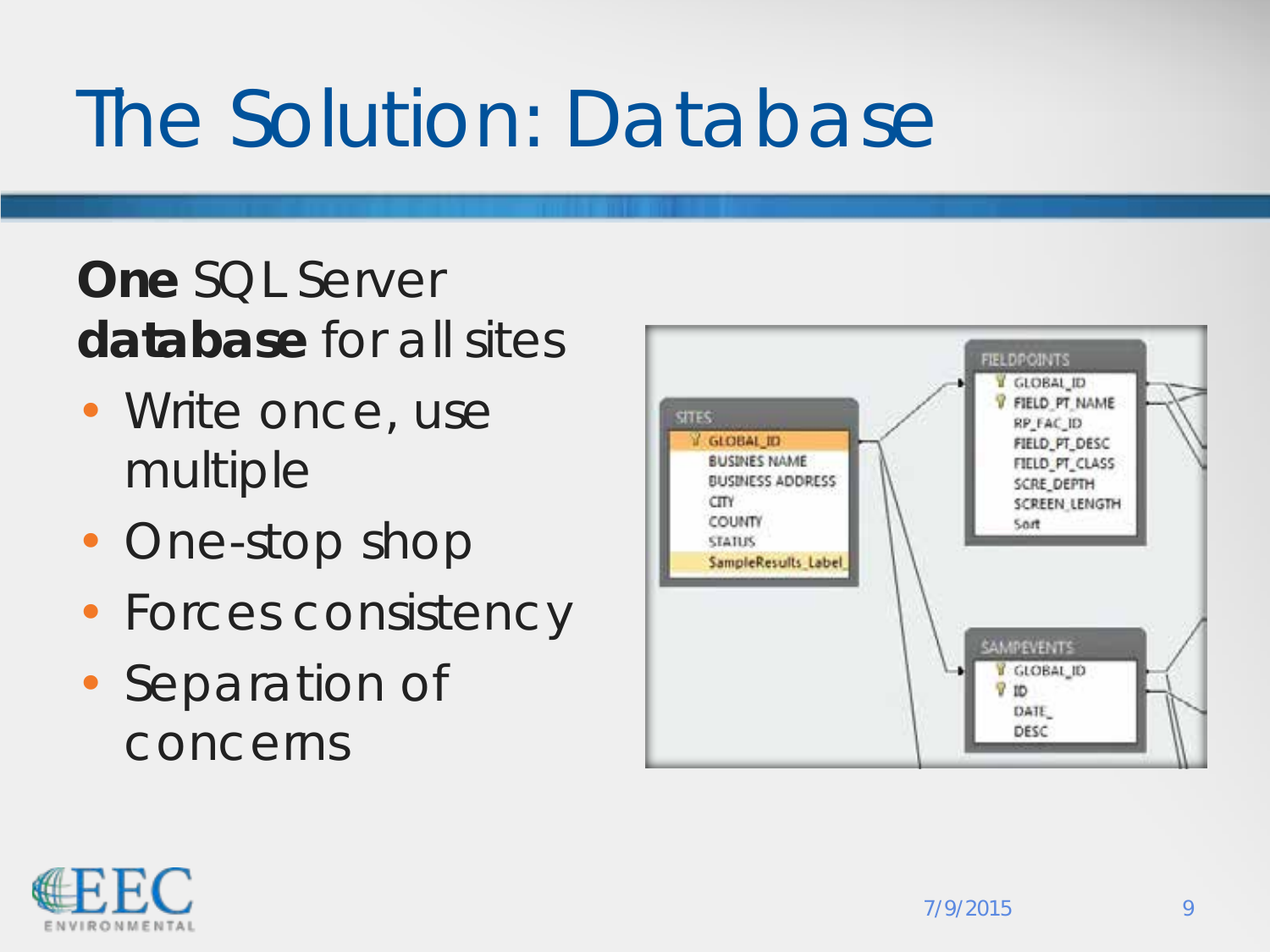# The Solution: Database

**One** SQL Server **database** for all sites

- Write once, use multiple
- One-stop shop
- Forces consistency
- Separation of concerns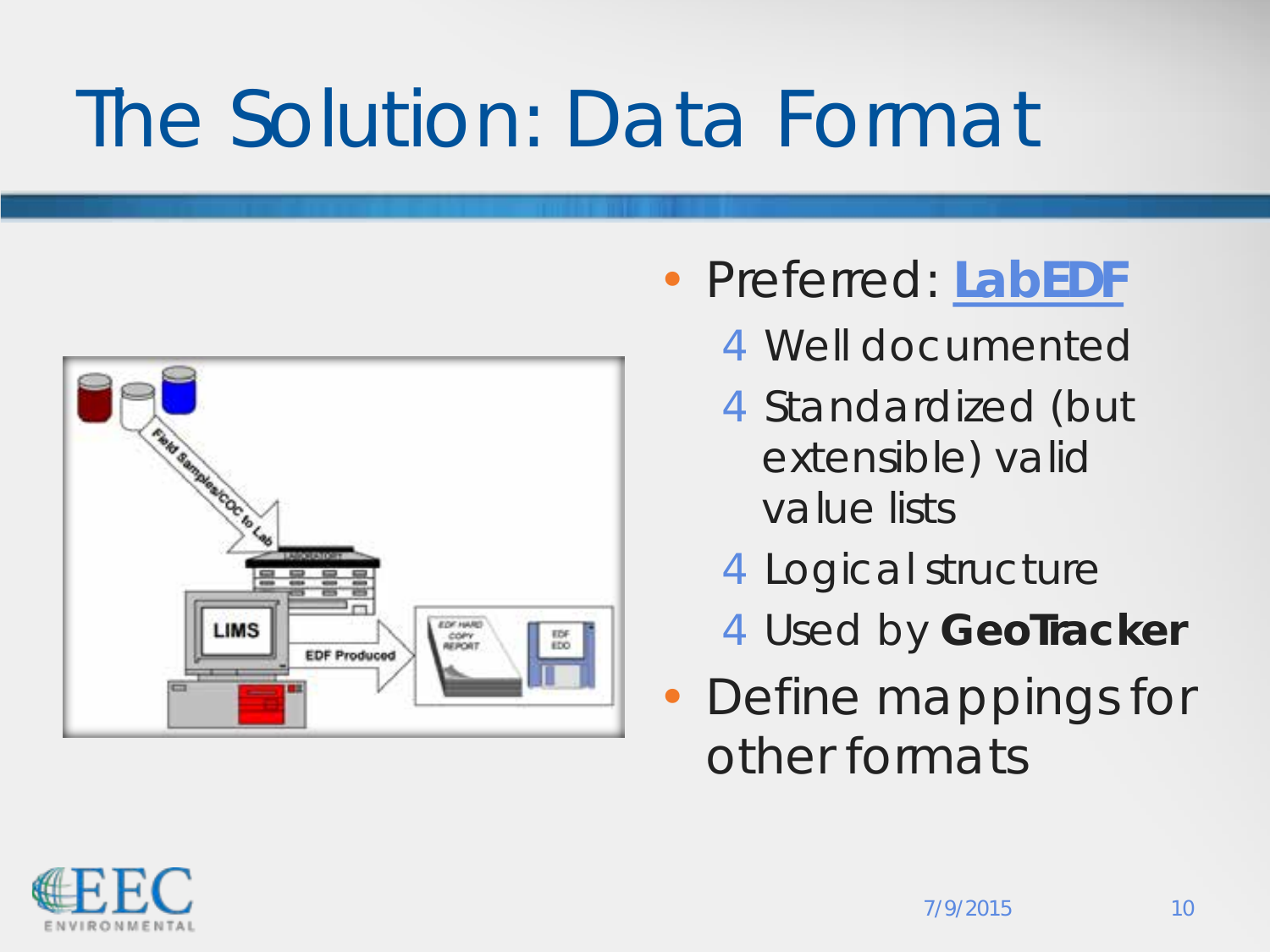# The Solution: Data Format

- Preferred: **LabEDF**
  - Well documented
  - Standardized (but extensible) valid value lists
  - Logical structure
  - Used by **GeoTracker**
- Define mappings for other formats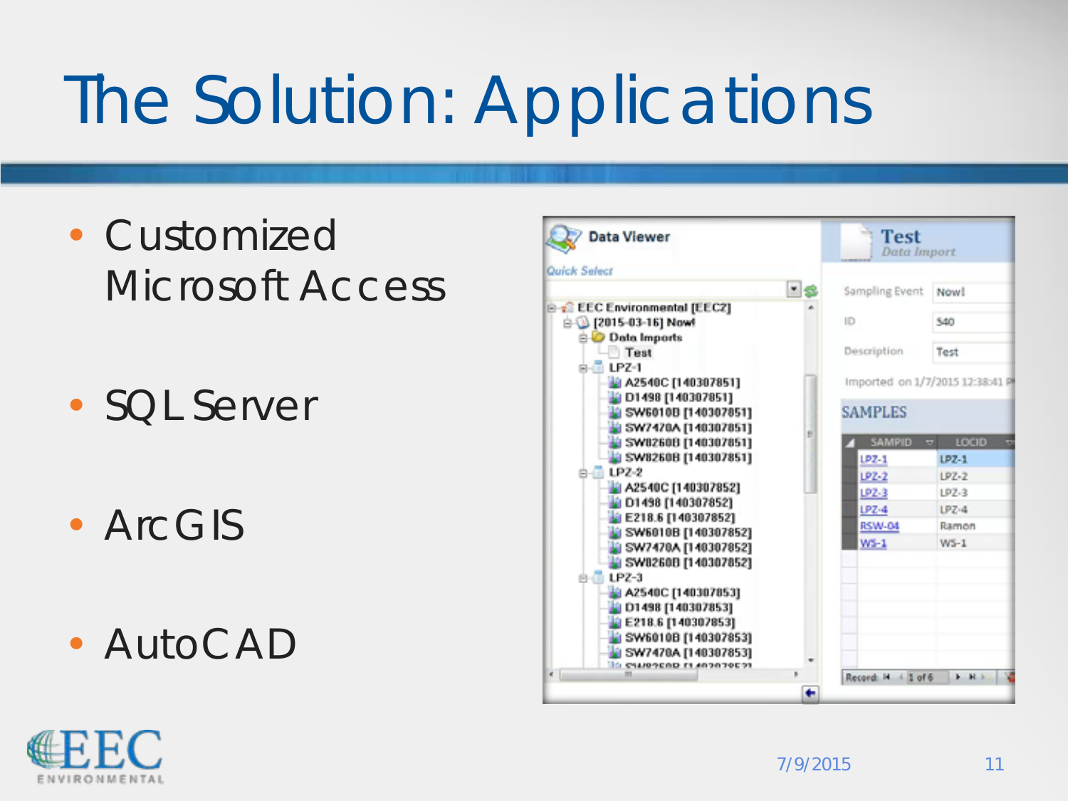# The Solution: Applications

- Customized Microsoft Access
- SQL Server
- ArcGIS
- AutoCAD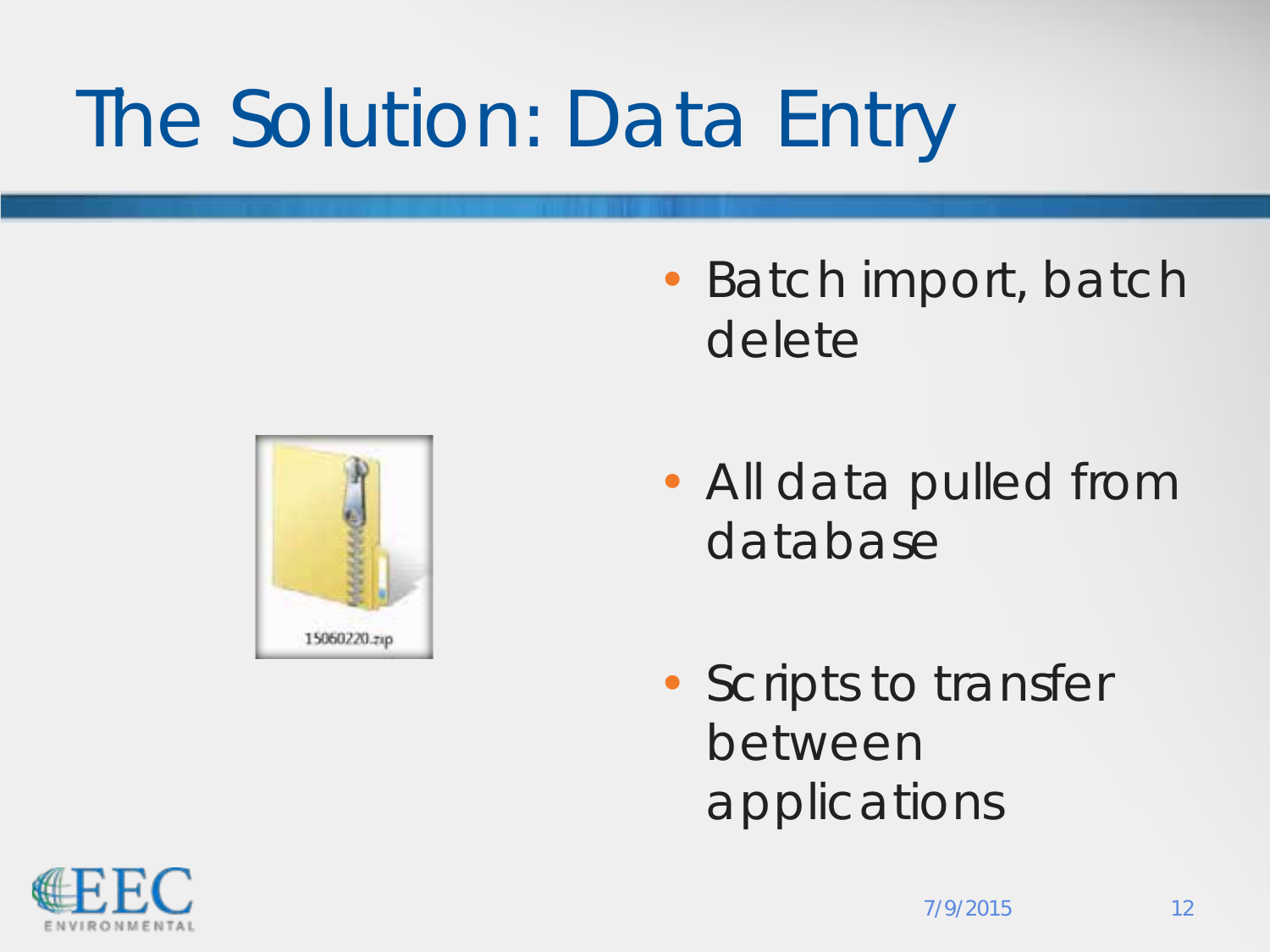# The Solution: Data Entry

- Batch import, batch delete
- All data pulled from database
- Scripts to transfer between applications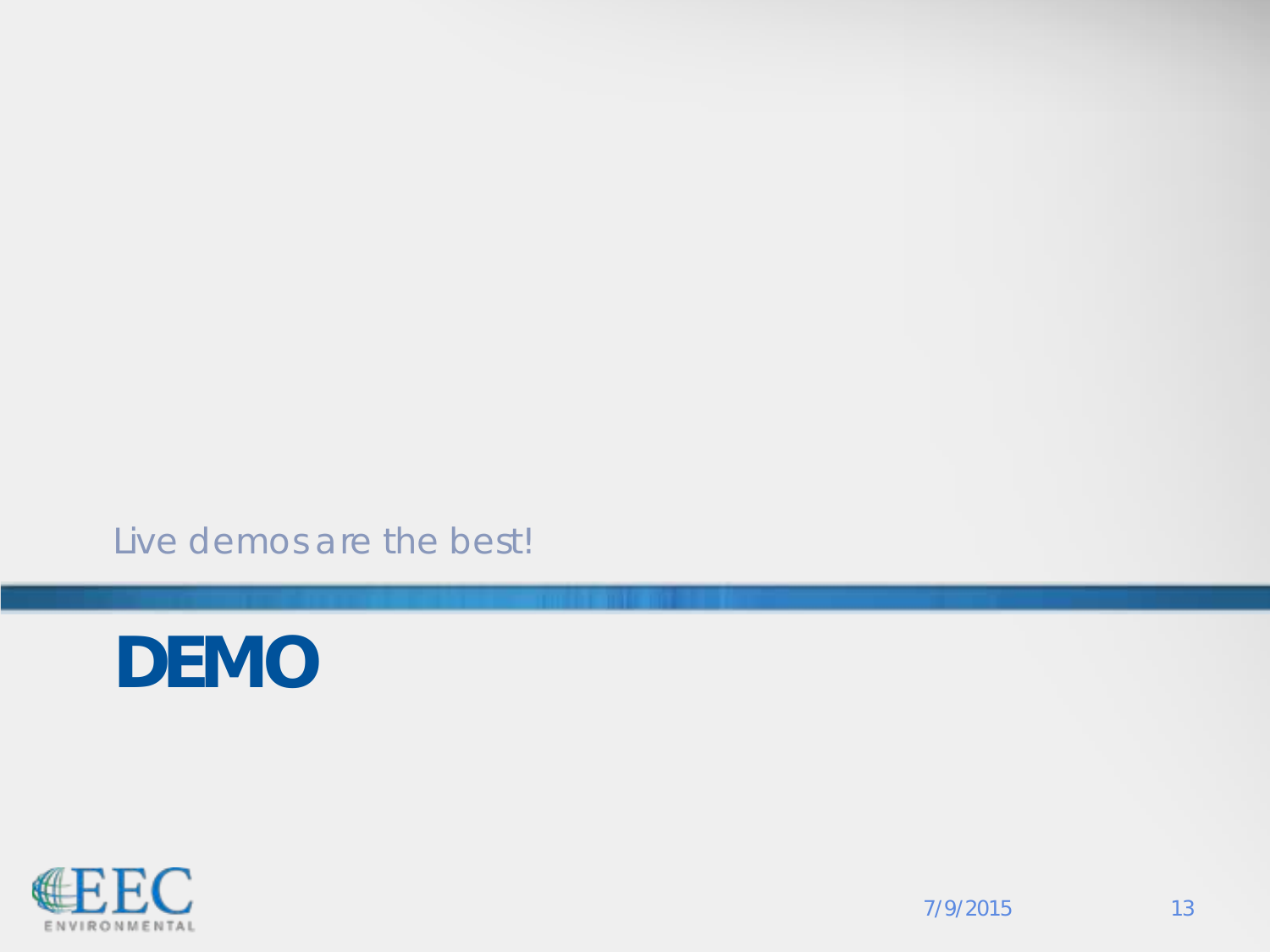Live demos are the best!

# DEMO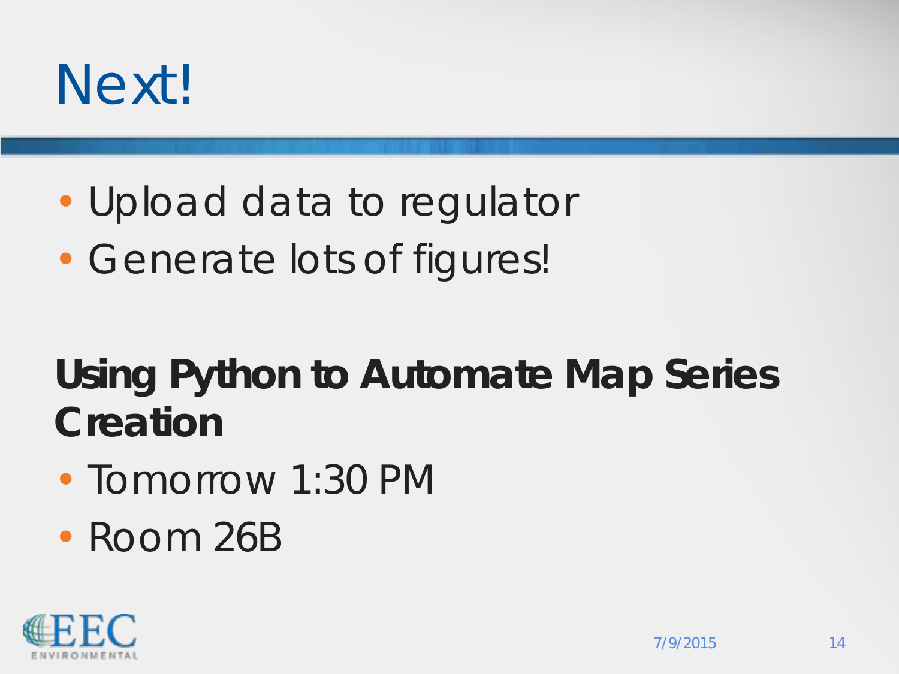# Next!

- Upload data to regulator
- Generate lots of figures!

**Using Python to Automate Map Series Creation**

- Tomorrow 1:30 PM
- Room 26B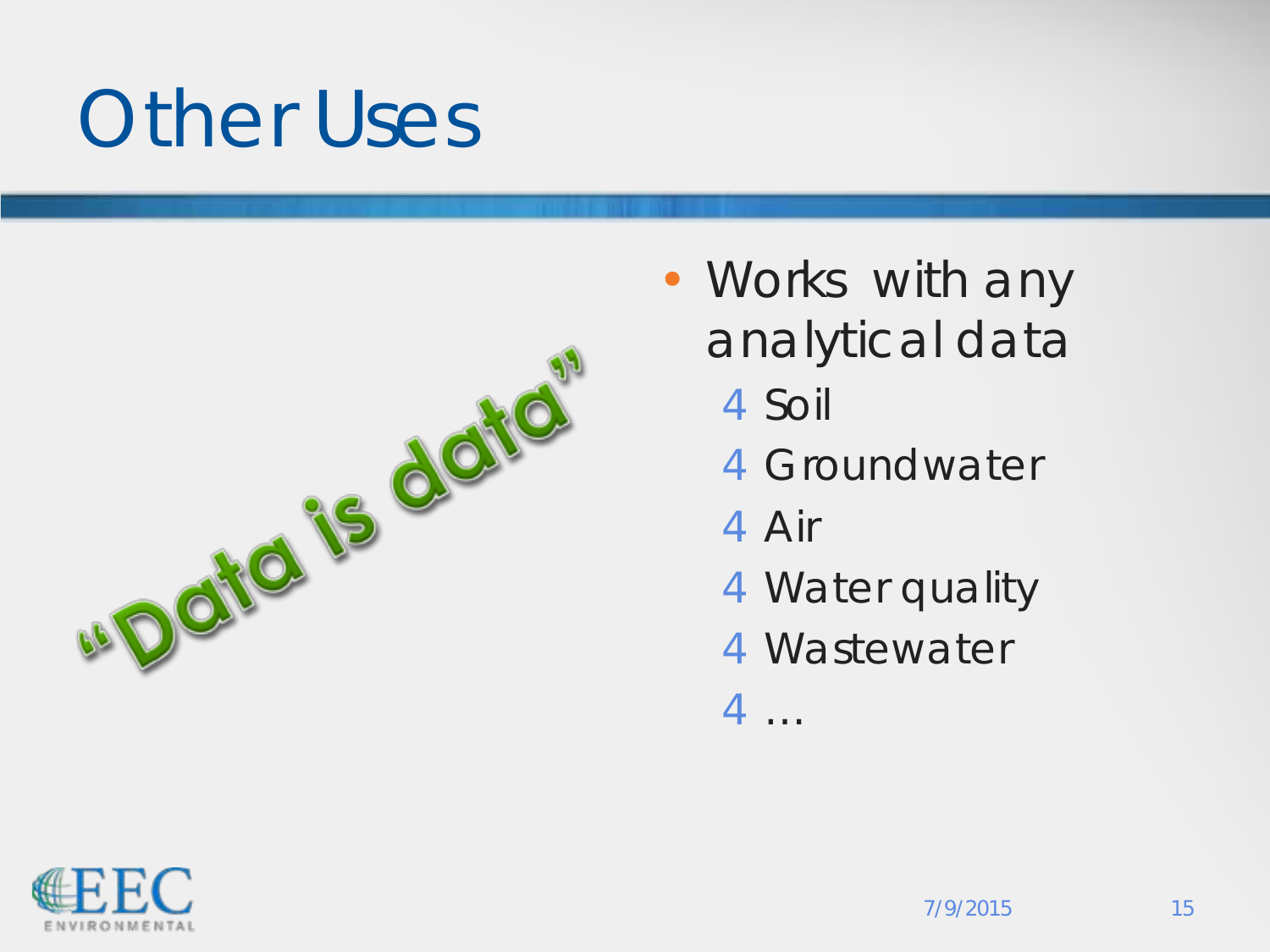# Other Uses

“Data is data”

- Works with any analytical data
  - Soil
  - Groundwater
  - Air
  - Water quality
  - Wastewater
  - …

EEC ENVIRONMENTAL

7/9/2015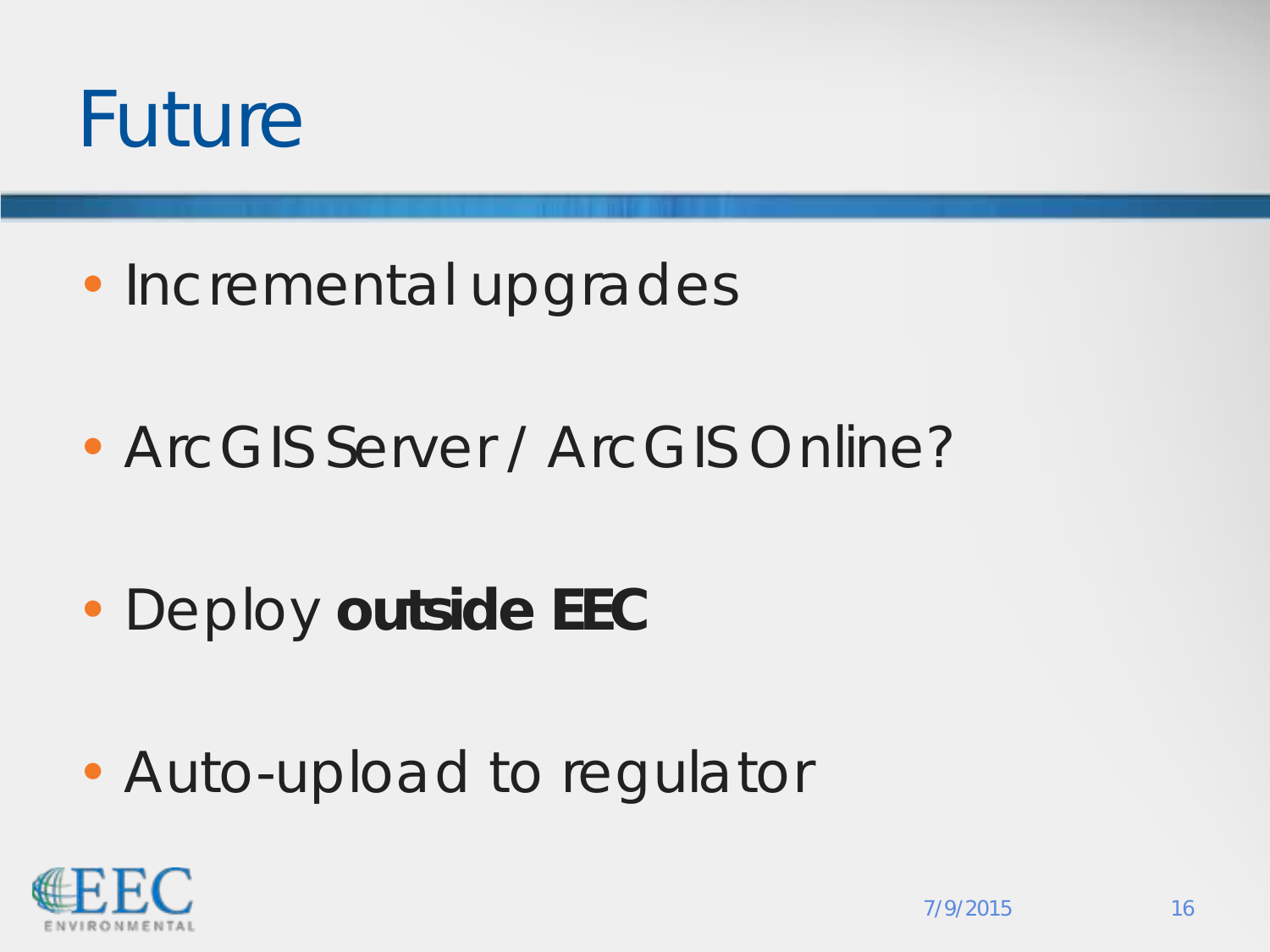# Future

- Incremental upgrades
- ArcGIS Server / ArcGIS Online?
- Deploy **outside EEC**
- Auto-upload to regulator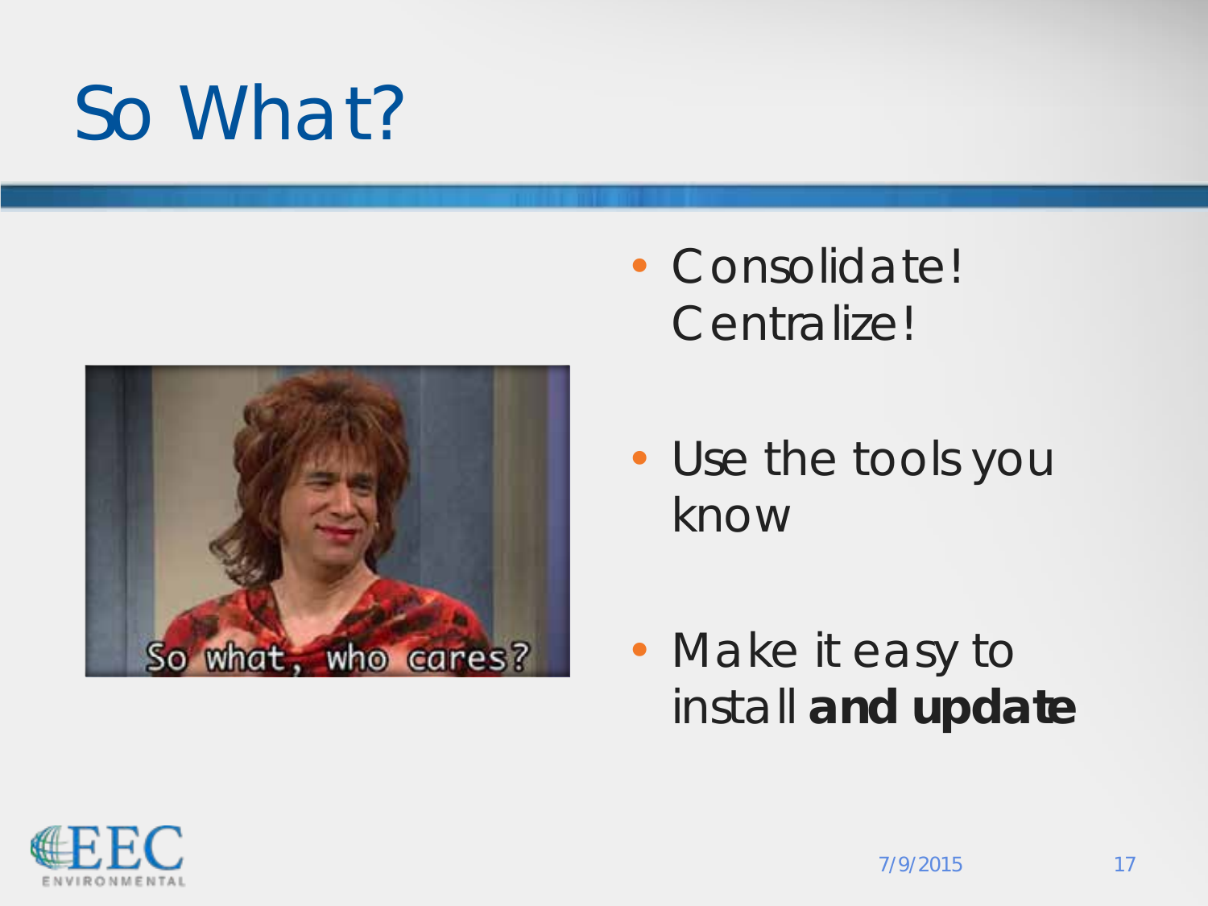# So What?

- Consolidate! Centralize!
- Use the tools you know
- Make it easy to install **and update**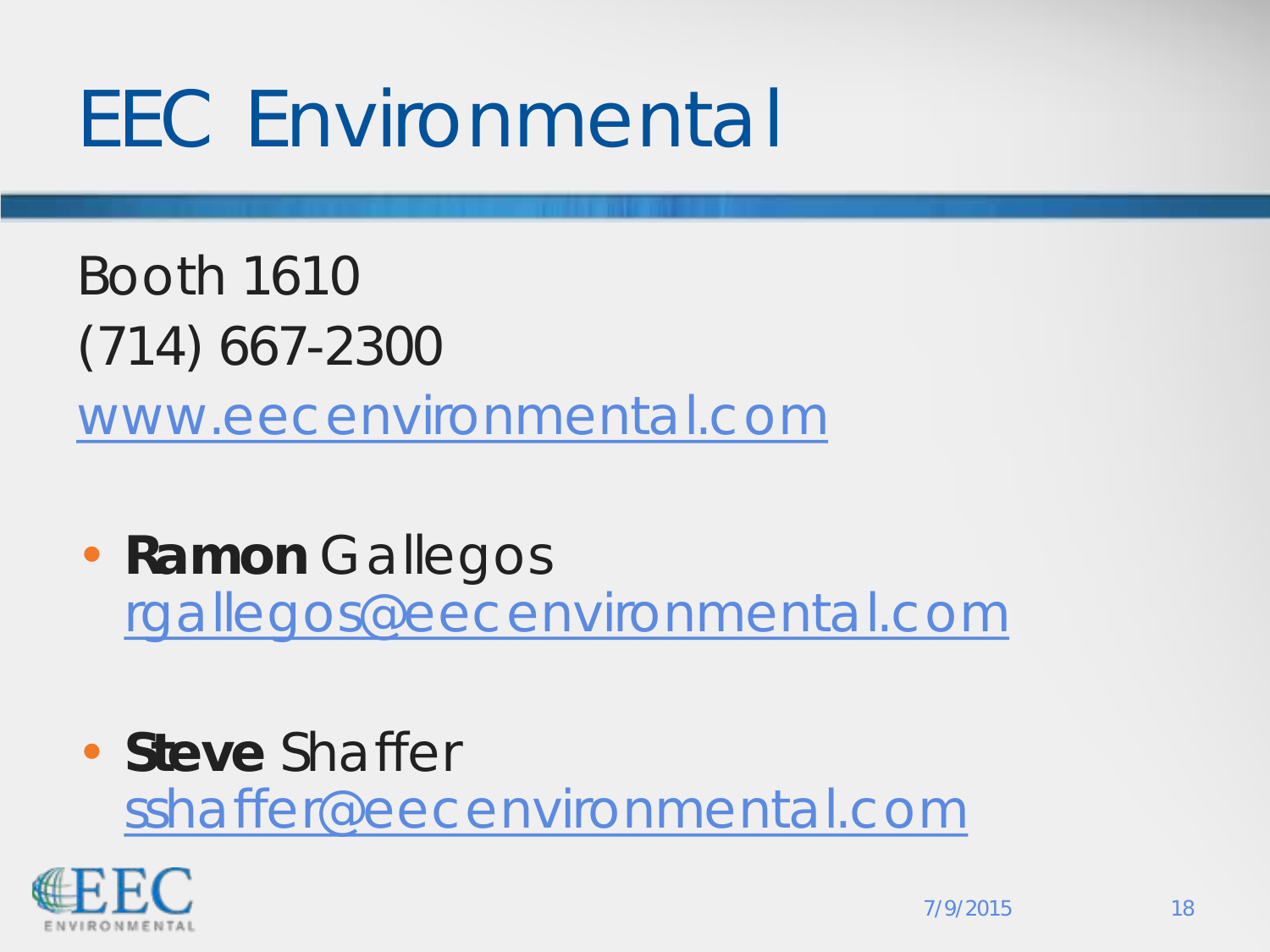# EEC Environmental

Booth 1610
(714) 667-2300
www.eecenvironmental.com

- **Ramon** Gallegos
  rgallegos@eecenvironmental.com

- **Steve** Shaffer
  sshaffer@eecenvironmental.com